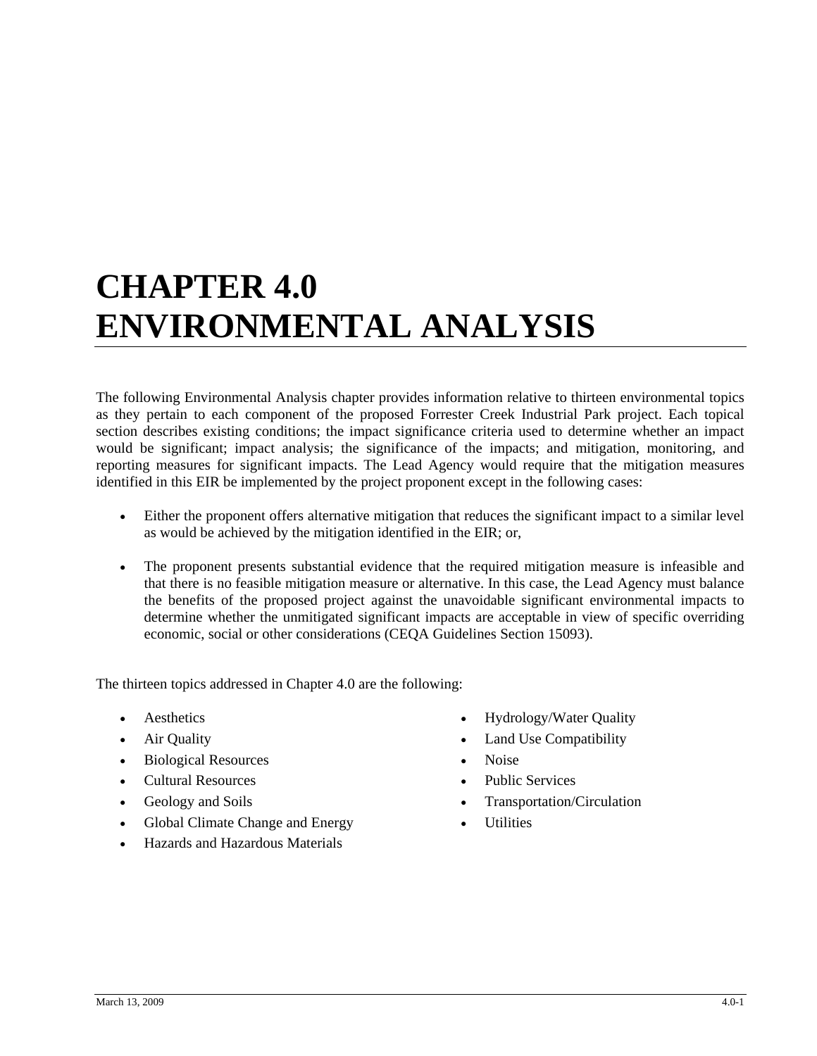# CHAPTER 4.0 ENVIRONMENTAL ANALYSIS

The following Environmental Analysis chapter provides information relative to thirteen environmental topics as they pertain to each component of the proposed Forrester Creek Industrial Park project. Each topical section describes existing conditions; the impact significance criteria used to determine whether an impact would be significant; impact analysis; the significance of the impacts; and mitigation, monitoring, and reporting measures for significant impacts. The Lead Agency would require that the mitigation measures identified in this EIR be implemented by the project proponent except in the following cases:

- Either the proponent offers alternative mitigation that reduces the significant impact to a similar level as would be achieved by the mitigation identified in the EIR; or,

- The proponent presents substantial evidence that the required mitigation measure is infeasible and that there is no feasible mitigation measure or alternative. In this case, the Lead Agency must balance the benefits of the proposed project against the unavoidable significant environmental impacts to determine whether the unmitigated significant impacts are acceptable in view of specific overriding economic, social or other considerations (CEQA Guidelines Section 15093).

The thirteen topics addressed in Chapter 4.0 are the following:

- Aesthetics
- Air Quality
- Biological Resources
- Cultural Resources
- Geology and Soils
- Global Climate Change and Energy
- Hazards and Hazardous Materials
- Hydrology/Water Quality
- Land Use Compatibility
- Noise
- Public Services
- Transportation/Circulation
- Utilities